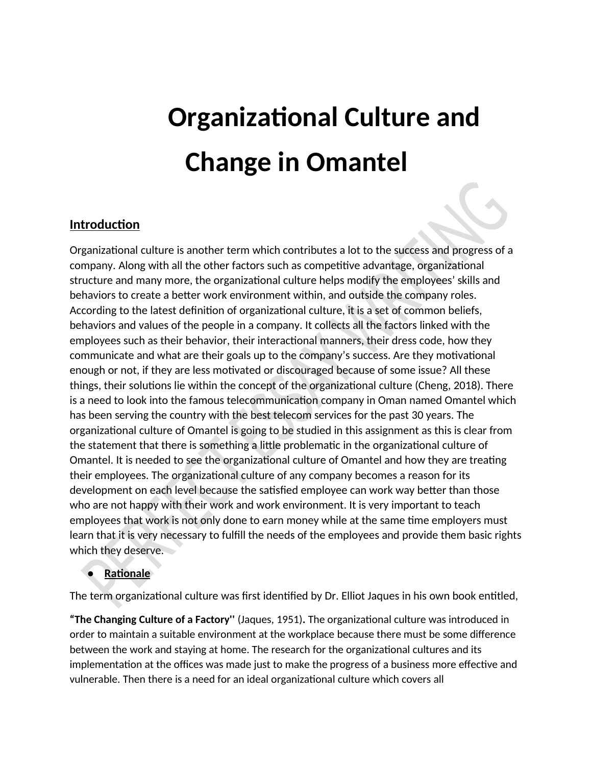# Organizational Culture and Change in Omantel

## Introduction

Organizational culture is another term which contributes a lot to the success and progress of a company. Along with all the other factors such as competitive advantage, organizational structure and many more, the organizational culture helps modify the employees' skills and behaviors to create a better work environment within, and outside the company roles. According to the latest definition of organizational culture, it is a set of common beliefs, behaviors and values of the people in a company. It collects all the factors linked with the employees such as their behavior, their interactional manners, their dress code, how they communicate and what are their goals up to the company's success. Are they motivational enough or not, if they are less motivated or discouraged because of some issue? All these things, their solutions lie within the concept of the organizational culture (Cheng, 2018). There is a need to look into the famous telecommunication company in Oman named Omantel which has been serving the country with the best telecom services for the past 30 years. The organizational culture of Omantel is going to be studied in this assignment as this is clear from the statement that there is something a little problematic in the organizational culture of Omantel. It is needed to see the organizational culture of Omantel and how they are treating their employees. The organizational culture of any company becomes a reason for its development on each level because the satisfied employee can work way better than those who are not happy with their work and work environment. It is very important to teach employees that work is not only done to earn money while at the same time employers must learn that it is very necessary to fulfill the needs of the employees and provide them basic rights which they deserve.

- **Rationale**

The term organizational culture was first identified by Dr. Elliot Jaques in his own book entitled,

**"The Changing Culture of a Factory"** (Jaques, 1951). The organizational culture was introduced in order to maintain a suitable environment at the workplace because there must be some difference between the work and staying at home. The research for the organizational cultures and its implementation at the offices was made just to make the progress of a business more effective and vulnerable. Then there is a need for an ideal organizational culture which covers all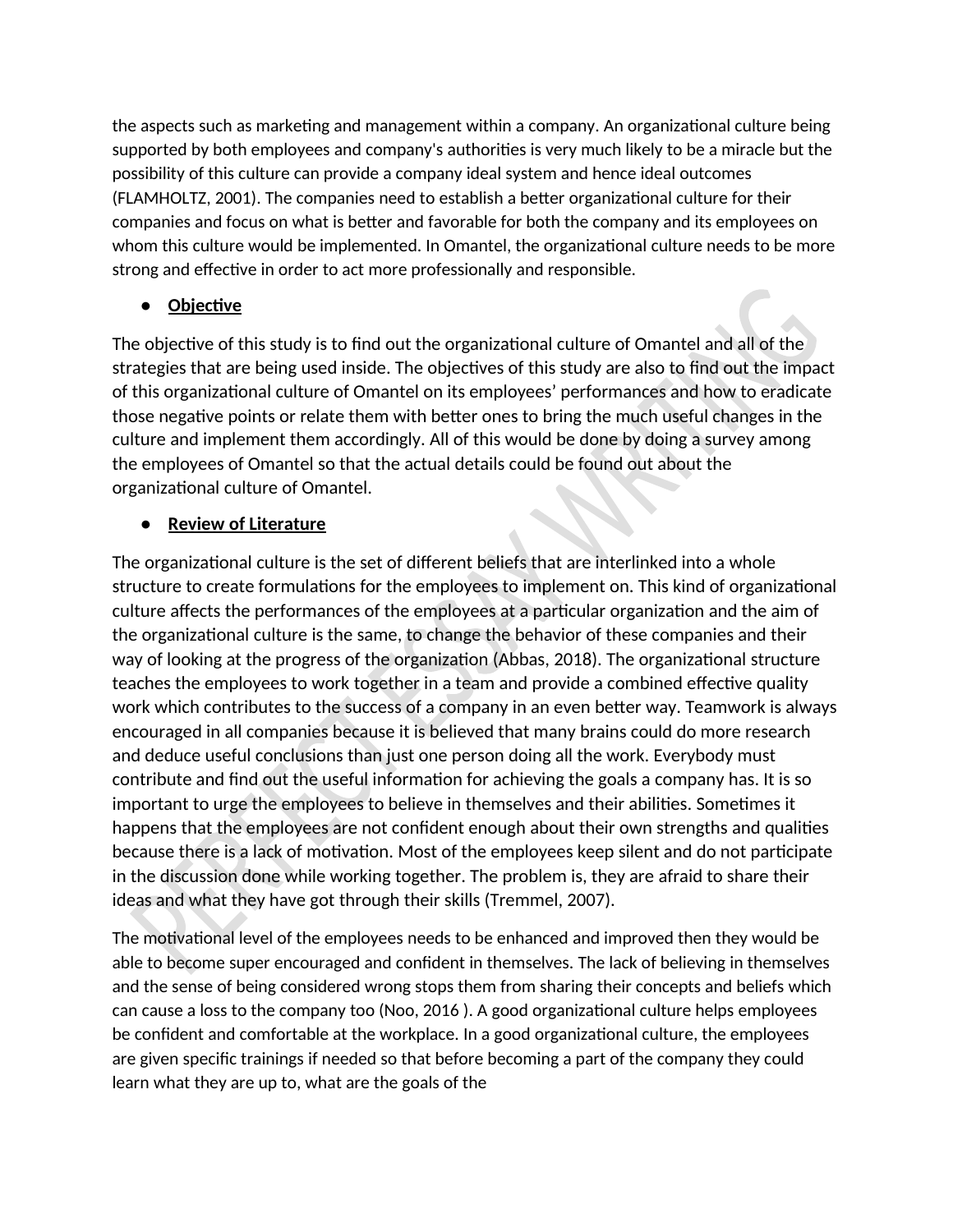the aspects such as marketing and management within a company. An organizational culture being supported by both employees and company's authorities is very much likely to be a miracle but the possibility of this culture can provide a company ideal system and hence ideal outcomes (FLAMHOLTZ, 2001). The companies need to establish a better organizational culture for their companies and focus on what is better and favorable for both the company and its employees on whom this culture would be implemented. In Omantel, the organizational culture needs to be more strong and effective in order to act more professionally and responsible.

- **Objective**

The objective of this study is to find out the organizational culture of Omantel and all of the strategies that are being used inside. The objectives of this study are also to find out the impact of this organizational culture of Omantel on its employees' performances and how to eradicate those negative points or relate them with better ones to bring the much useful changes in the culture and implement them accordingly. All of this would be done by doing a survey among the employees of Omantel so that the actual details could be found out about the organizational culture of Omantel.

- **Review of Literature**

The organizational culture is the set of different beliefs that are interlinked into a whole structure to create formulations for the employees to implement on. This kind of organizational culture affects the performances of the employees at a particular organization and the aim of the organizational culture is the same, to change the behavior of these companies and their way of looking at the progress of the organization (Abbas, 2018). The organizational structure teaches the employees to work together in a team and provide a combined effective quality work which contributes to the success of a company in an even better way. Teamwork is always encouraged in all companies because it is believed that many brains could do more research and deduce useful conclusions than just one person doing all the work. Everybody must contribute and find out the useful information for achieving the goals a company has. It is so important to urge the employees to believe in themselves and their abilities. Sometimes it happens that the employees are not confident enough about their own strengths and qualities because there is a lack of motivation. Most of the employees keep silent and do not participate in the discussion done while working together. The problem is, they are afraid to share their ideas and what they have got through their skills (Tremmel, 2007).

The motivational level of the employees needs to be enhanced and improved then they would be able to become super encouraged and confident in themselves. The lack of believing in themselves and the sense of being considered wrong stops them from sharing their concepts and beliefs which can cause a loss to the company too (Noo, 2016 ). A good organizational culture helps employees be confident and comfortable at the workplace. In a good organizational culture, the employees are given specific trainings if needed so that before becoming a part of the company they could learn what they are up to, what are the goals of the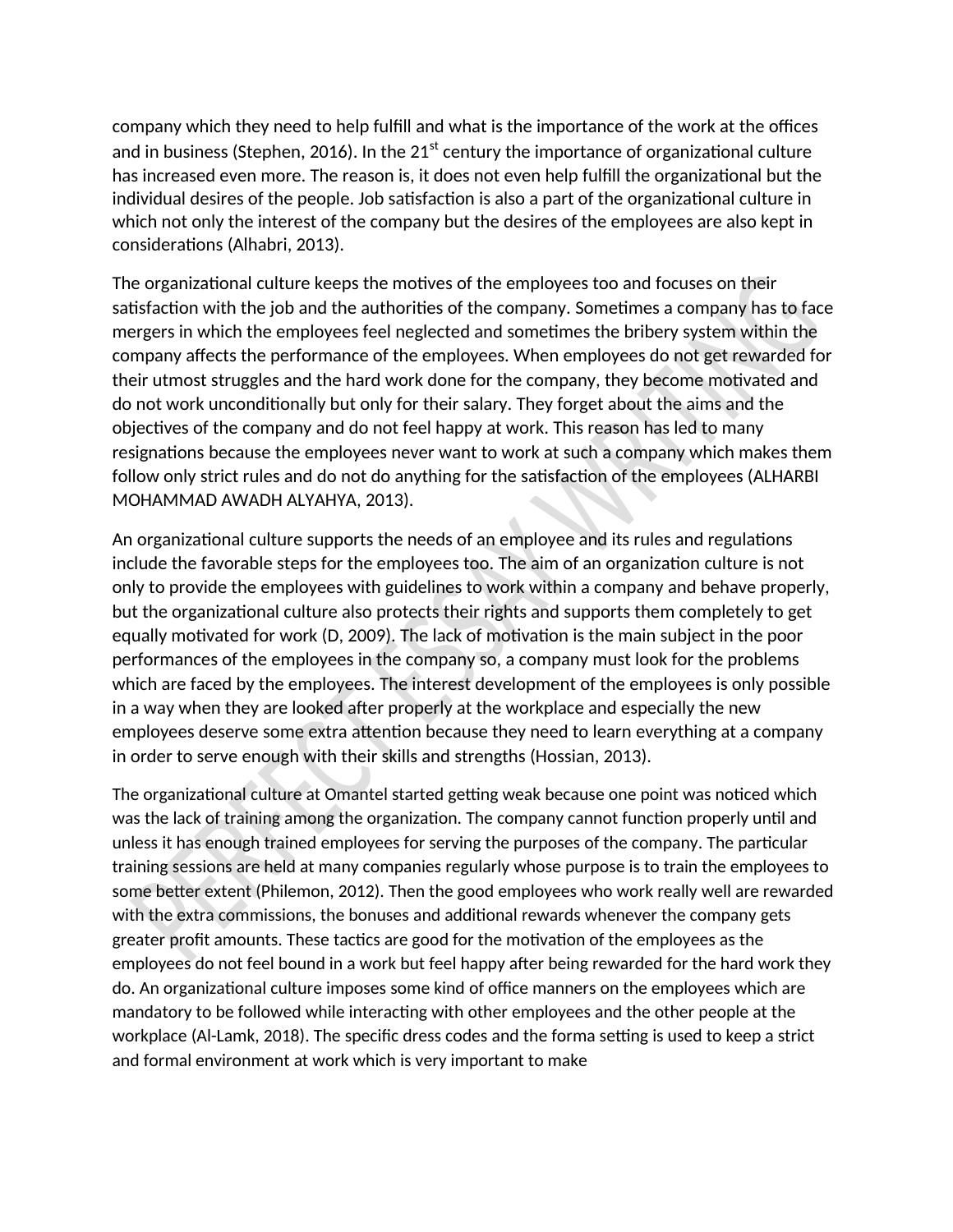company which they need to help fulfill and what is the importance of the work at the offices and in business (Stephen, 2016). In the 21st century the importance of organizational culture has increased even more. The reason is, it does not even help fulfill the organizational but the individual desires of the people. Job satisfaction is also a part of the organizational culture in which not only the interest of the company but the desires of the employees are also kept in considerations (Alhabri, 2013).

The organizational culture keeps the motives of the employees too and focuses on their satisfaction with the job and the authorities of the company. Sometimes a company has to face mergers in which the employees feel neglected and sometimes the bribery system within the company affects the performance of the employees. When employees do not get rewarded for their utmost struggles and the hard work done for the company, they become motivated and do not work unconditionally but only for their salary. They forget about the aims and the objectives of the company and do not feel happy at work. This reason has led to many resignations because the employees never want to work at such a company which makes them follow only strict rules and do not do anything for the satisfaction of the employees (ALHARBI MOHAMMAD AWADH ALYAHYA, 2013).

An organizational culture supports the needs of an employee and its rules and regulations include the favorable steps for the employees too. The aim of an organization culture is not only to provide the employees with guidelines to work within a company and behave properly, but the organizational culture also protects their rights and supports them completely to get equally motivated for work (D, 2009). The lack of motivation is the main subject in the poor performances of the employees in the company so, a company must look for the problems which are faced by the employees. The interest development of the employees is only possible in a way when they are looked after properly at the workplace and especially the new employees deserve some extra attention because they need to learn everything at a company in order to serve enough with their skills and strengths (Hossian, 2013).

The organizational culture at Omantel started getting weak because one point was noticed which was the lack of training among the organization. The company cannot function properly until and unless it has enough trained employees for serving the purposes of the company. The particular training sessions are held at many companies regularly whose purpose is to train the employees to some better extent (Philemon, 2012). Then the good employees who work really well are rewarded with the extra commissions, the bonuses and additional rewards whenever the company gets greater profit amounts. These tactics are good for the motivation of the employees as the employees do not feel bound in a work but feel happy after being rewarded for the hard work they do. An organizational culture imposes some kind of office manners on the employees which are mandatory to be followed while interacting with other employees and the other people at the workplace (Al-Lamk, 2018). The specific dress codes and the forma setting is used to keep a strict and formal environment at work which is very important to make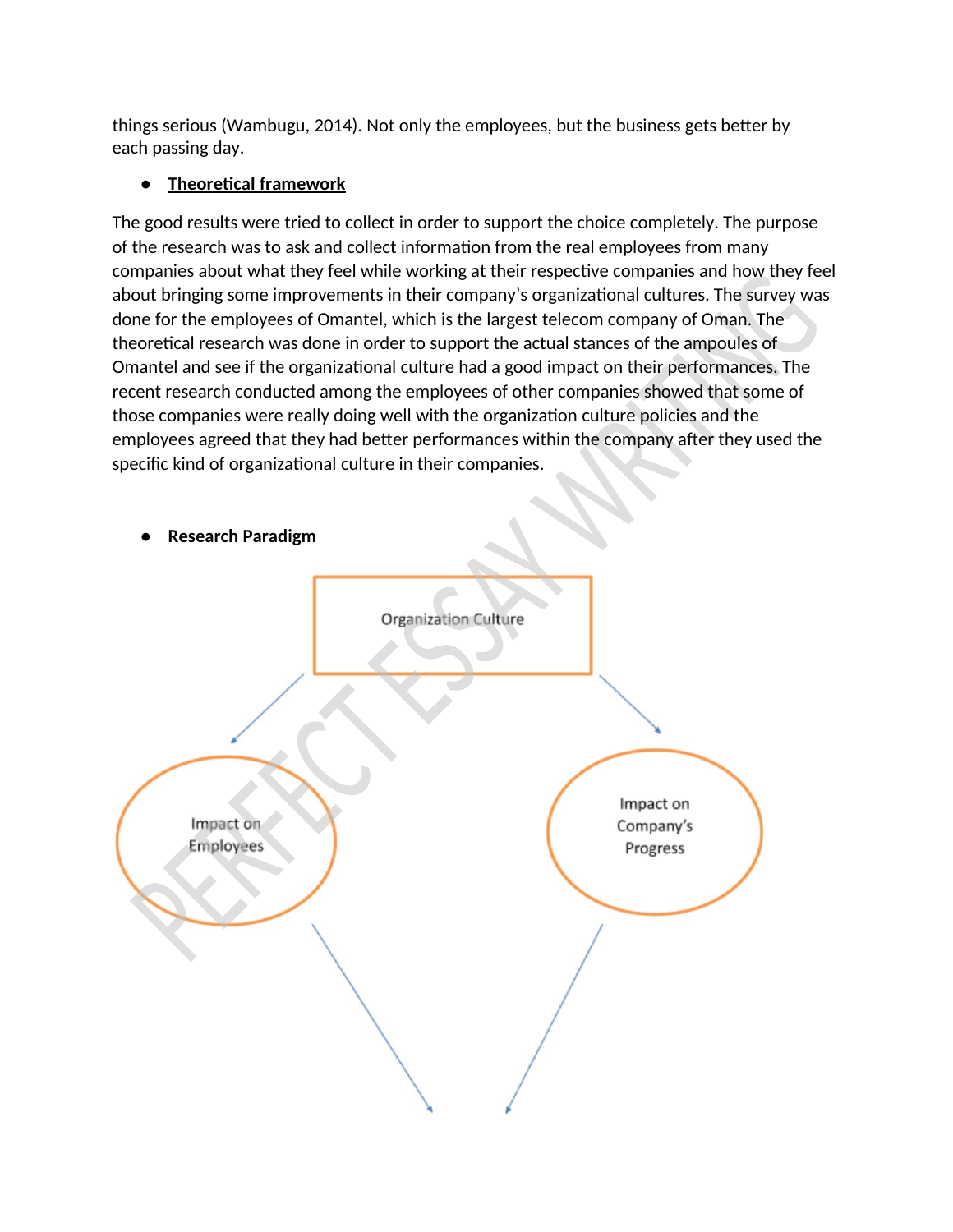things serious (Wambugu, 2014). Not only the employees, but the business gets better by each passing day.

- **Theoretical framework**

The good results were tried to collect in order to support the choice completely. The purpose of the research was to ask and collect information from the real employees from many companies about what they feel while working at their respective companies and how they feel about bringing some improvements in their company's organizational cultures. The survey was done for the employees of Omantel, which is the largest telecom company of Oman. The theoretical research was done in order to support the actual stances of the ampoules of Omantel and see if the organizational culture had a good impact on their performances. The recent research conducted among the employees of other companies showed that some of those companies were really doing well with the organization culture policies and the employees agreed that they had better performances within the company after they used the specific kind of organizational culture in their companies.

- **Research Paradigm**

Organization Culture

Impact on Employees

Impact on Company's Progress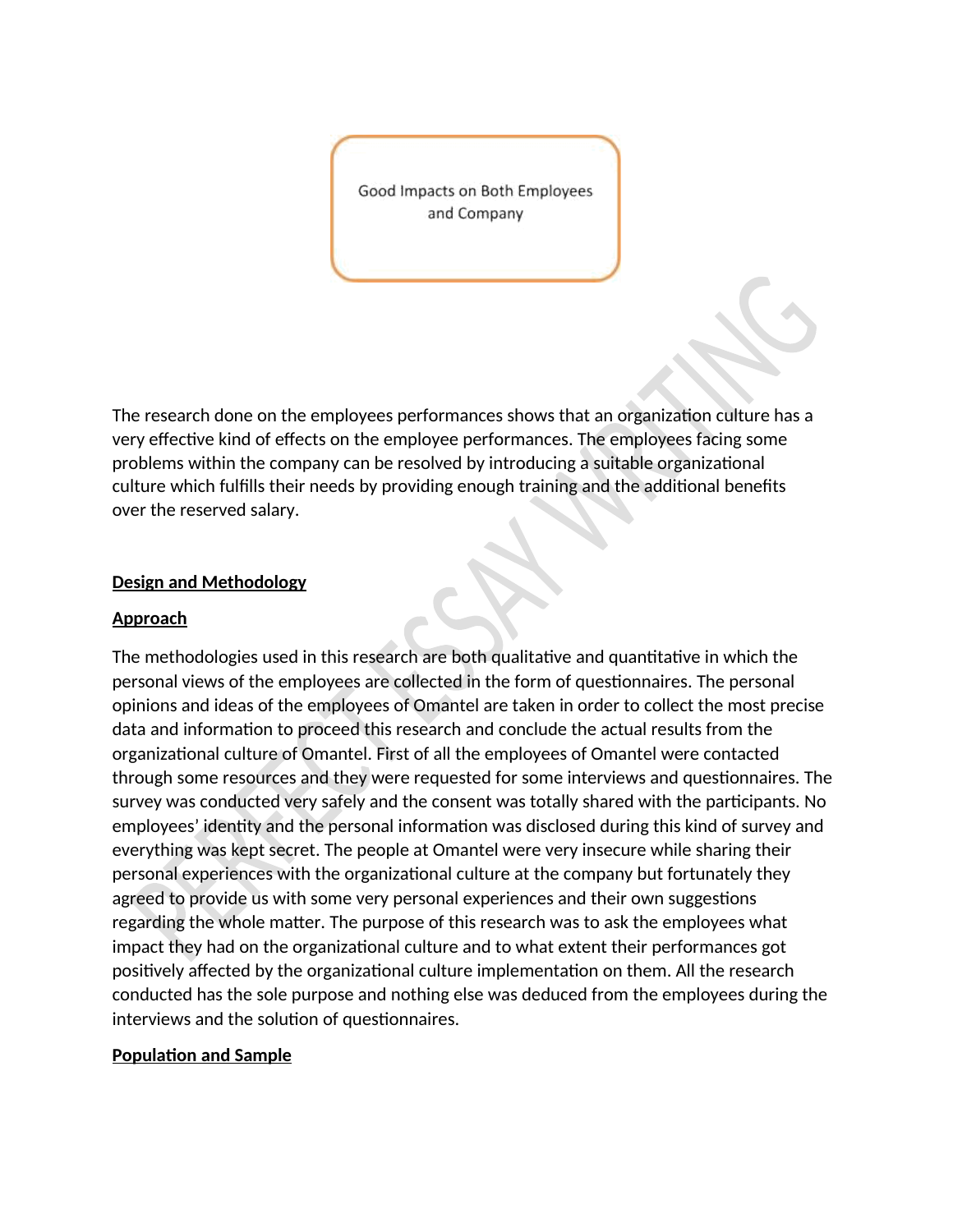Good Impacts on Both Employees and Company

The research done on the employees performances shows that an organization culture has a very effective kind of effects on the employee performances. The employees facing some problems within the company can be resolved by introducing a suitable organizational culture which fulfills their needs by providing enough training and the additional benefits over the reserved salary.

**Design and Methodology**

**Approach**

The methodologies used in this research are both qualitative and quantitative in which the personal views of the employees are collected in the form of questionnaires. The personal opinions and ideas of the employees of Omantel are taken in order to collect the most precise data and information to proceed this research and conclude the actual results from the organizational culture of Omantel. First of all the employees of Omantel were contacted through some resources and they were requested for some interviews and questionnaires. The survey was conducted very safely and the consent was totally shared with the participants. No employees' identity and the personal information was disclosed during this kind of survey and everything was kept secret. The people at Omantel were very insecure while sharing their personal experiences with the organizational culture at the company but fortunately they agreed to provide us with some very personal experiences and their own suggestions regarding the whole matter. The purpose of this research was to ask the employees what impact they had on the organizational culture and to what extent their performances got positively affected by the organizational culture implementation on them. All the research conducted has the sole purpose and nothing else was deduced from the employees during the interviews and the solution of questionnaires.

**Population and Sample**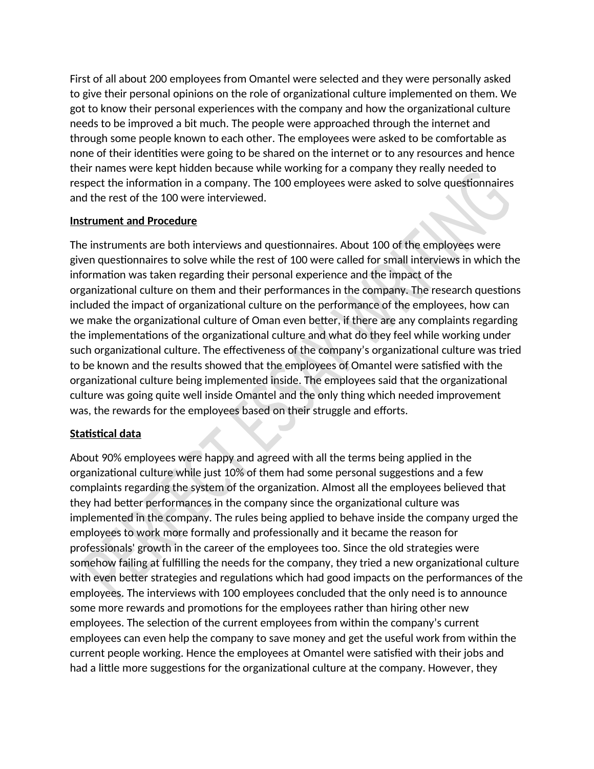First of all about 200 employees from Omantel were selected and they were personally asked to give their personal opinions on the role of organizational culture implemented on them. We got to know their personal experiences with the company and how the organizational culture needs to be improved a bit much. The people were approached through the internet and through some people known to each other. The employees were asked to be comfortable as none of their identities were going to be shared on the internet or to any resources and hence their names were kept hidden because while working for a company they really needed to respect the information in a company. The 100 employees were asked to solve questionnaires and the rest of the 100 were interviewed.

**Instrument and Procedure**

The instruments are both interviews and questionnaires. About 100 of the employees were given questionnaires to solve while the rest of 100 were called for small interviews in which the information was taken regarding their personal experience and the impact of the organizational culture on them and their performances in the company. The research questions included the impact of organizational culture on the performance of the employees, how can we make the organizational culture of Oman even better, if there are any complaints regarding the implementations of the organizational culture and what do they feel while working under such organizational culture. The effectiveness of the company's organizational culture was tried to be known and the results showed that the employees of Omantel were satisfied with the organizational culture being implemented inside. The employees said that the organizational culture was going quite well inside Omantel and the only thing which needed improvement was, the rewards for the employees based on their struggle and efforts.

**Statistical data**

About 90% employees were happy and agreed with all the terms being applied in the organizational culture while just 10% of them had some personal suggestions and a few complaints regarding the system of the organization. Almost all the employees believed that they had better performances in the company since the organizational culture was implemented in the company. The rules being applied to behave inside the company urged the employees to work more formally and professionally and it became the reason for professionals' growth in the career of the employees too. Since the old strategies were somehow failing at fulfilling the needs for the company, they tried a new organizational culture with even better strategies and regulations which had good impacts on the performances of the employees. The interviews with 100 employees concluded that the only need is to announce some more rewards and promotions for the employees rather than hiring other new employees. The selection of the current employees from within the company's current employees can even help the company to save money and get the useful work from within the current people working. Hence the employees at Omantel were satisfied with their jobs and had a little more suggestions for the organizational culture at the company. However, they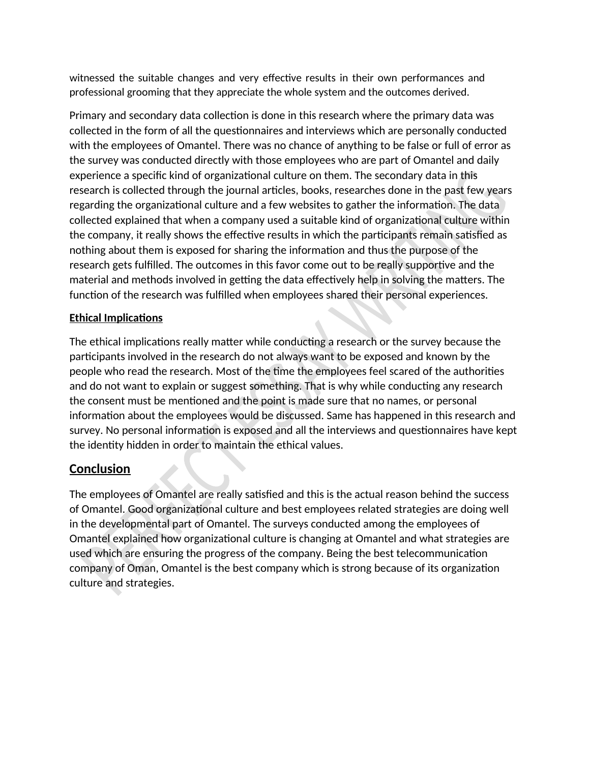witnessed the suitable changes and very effective results in their own performances and professional grooming that they appreciate the whole system and the outcomes derived.

Primary and secondary data collection is done in this research where the primary data was collected in the form of all the questionnaires and interviews which are personally conducted with the employees of Omantel. There was no chance of anything to be false or full of error as the survey was conducted directly with those employees who are part of Omantel and daily experience a specific kind of organizational culture on them. The secondary data in this research is collected through the journal articles, books, researches done in the past few years regarding the organizational culture and a few websites to gather the information. The data collected explained that when a company used a suitable kind of organizational culture within the company, it really shows the effective results in which the participants remain satisfied as nothing about them is exposed for sharing the information and thus the purpose of the research gets fulfilled. The outcomes in this favor come out to be really supportive and the material and methods involved in getting the data effectively help in solving the matters. The function of the research was fulfilled when employees shared their personal experiences.

**Ethical Implications**

The ethical implications really matter while conducting a research or the survey because the participants involved in the research do not always want to be exposed and known by the people who read the research. Most of the time the employees feel scared of the authorities and do not want to explain or suggest something. That is why while conducting any research the consent must be mentioned and the point is made sure that no names, or personal information about the employees would be discussed. Same has happened in this research and survey. No personal information is exposed and all the interviews and questionnaires have kept the identity hidden in order to maintain the ethical values.

## Conclusion

The employees of Omantel are really satisfied and this is the actual reason behind the success of Omantel. Good organizational culture and best employees related strategies are doing well in the developmental part of Omantel. The surveys conducted among the employees of Omantel explained how organizational culture is changing at Omantel and what strategies are used which are ensuring the progress of the company. Being the best telecommunication company of Oman, Omantel is the best company which is strong because of its organization culture and strategies.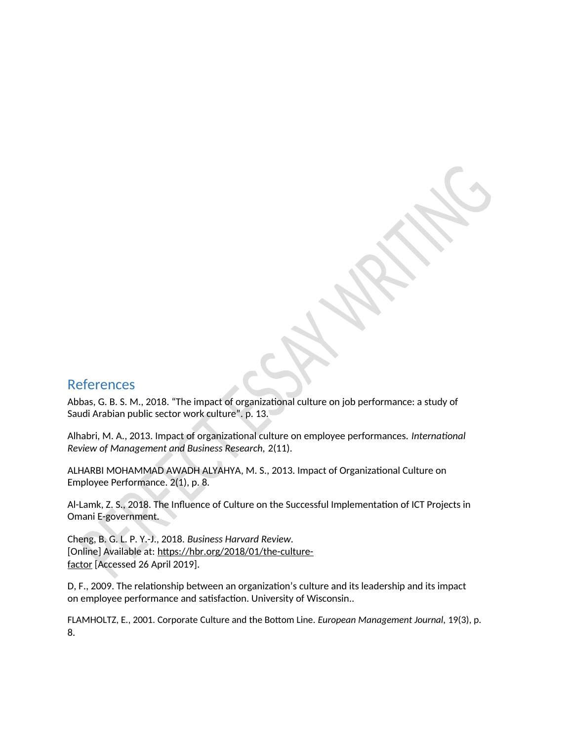## References

Abbas, G. B. S. M., 2018. “The impact of organizational culture on job performance: a study of Saudi Arabian public sector work culture”. p. 13.

Alhabri, M. A., 2013. Impact of organizational culture on employee performances. *International Review of Management and Business Research*, 2(11).

ALHARBI MOHAMMAD AWADH ALYAHYA, M. S., 2013. Impact of Organizational Culture on Employee Performance. 2(1), p. 8.

Al-Lamk, Z. S., 2018. The Influence of Culture on the Successful Implementation of ICT Projects in Omani E-government.

Cheng, B. G. L. P. Y.-J., 2018. *Business Harvard Review*. [Online] Available at: https://hbr.org/2018/01/the-culture-factor [Accessed 26 April 2019].

D, F., 2009. The relationship between an organization’s culture and its leadership and its impact on employee performance and satisfaction. University of Wisconsin..

FLAMHOLTZ, E., 2001. Corporate Culture and the Bottom Line. *European Management Journal*, 19(3), p. 8.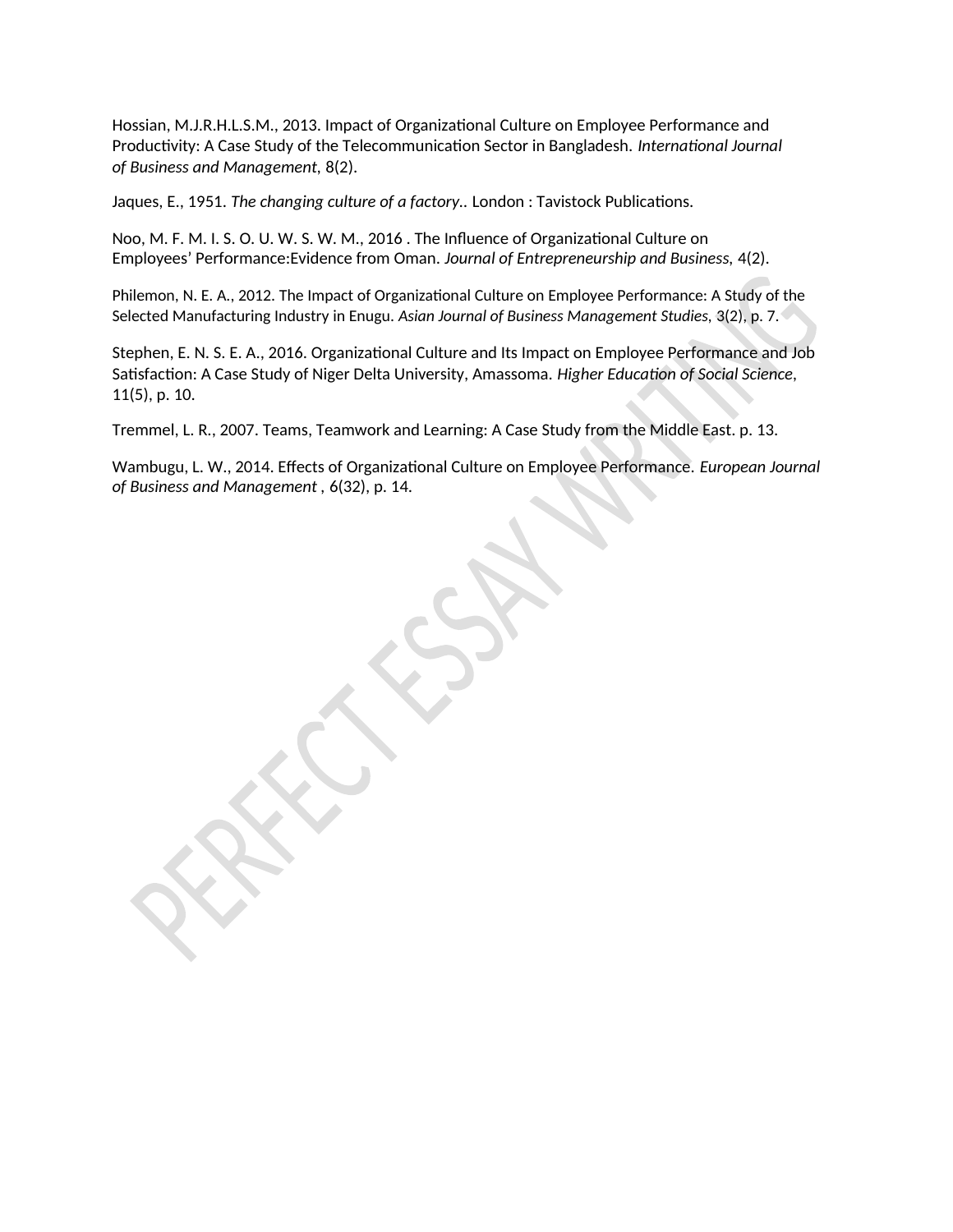Hossian, M.J.R.H.L.S.M., 2013. Impact of Organizational Culture on Employee Performance and Productivity: A Case Study of the Telecommunication Sector in Bangladesh. *International Journal of Business and Management*, 8(2).

Jaques, E., 1951. *The changing culture of a factory*.. London : Tavistock Publications.

Noo, M. F. M. I. S. O. U. W. S. W. M., 2016 . The Influence of Organizational Culture on Employees' Performance:Evidence from Oman. *Journal of Entrepreneurship and Business*, 4(2).

Philemon, N. E. A., 2012. The Impact of Organizational Culture on Employee Performance: A Study of the Selected Manufacturing Industry in Enugu. *Asian Journal of Business Management Studies*, 3(2), p. 7.

Stephen, E. N. S. E. A., 2016. Organizational Culture and Its Impact on Employee Performance and Job Satisfaction: A Case Study of Niger Delta University, Amassoma. *Higher Education of Social Science*, 11(5), p. 10.

Tremmel, L. R., 2007. Teams, Teamwork and Learning: A Case Study from the Middle East. p. 13.

Wambugu, L. W., 2014. Effects of Organizational Culture on Employee Performance. *European Journal of Business and Management* , 6(32), p. 14.